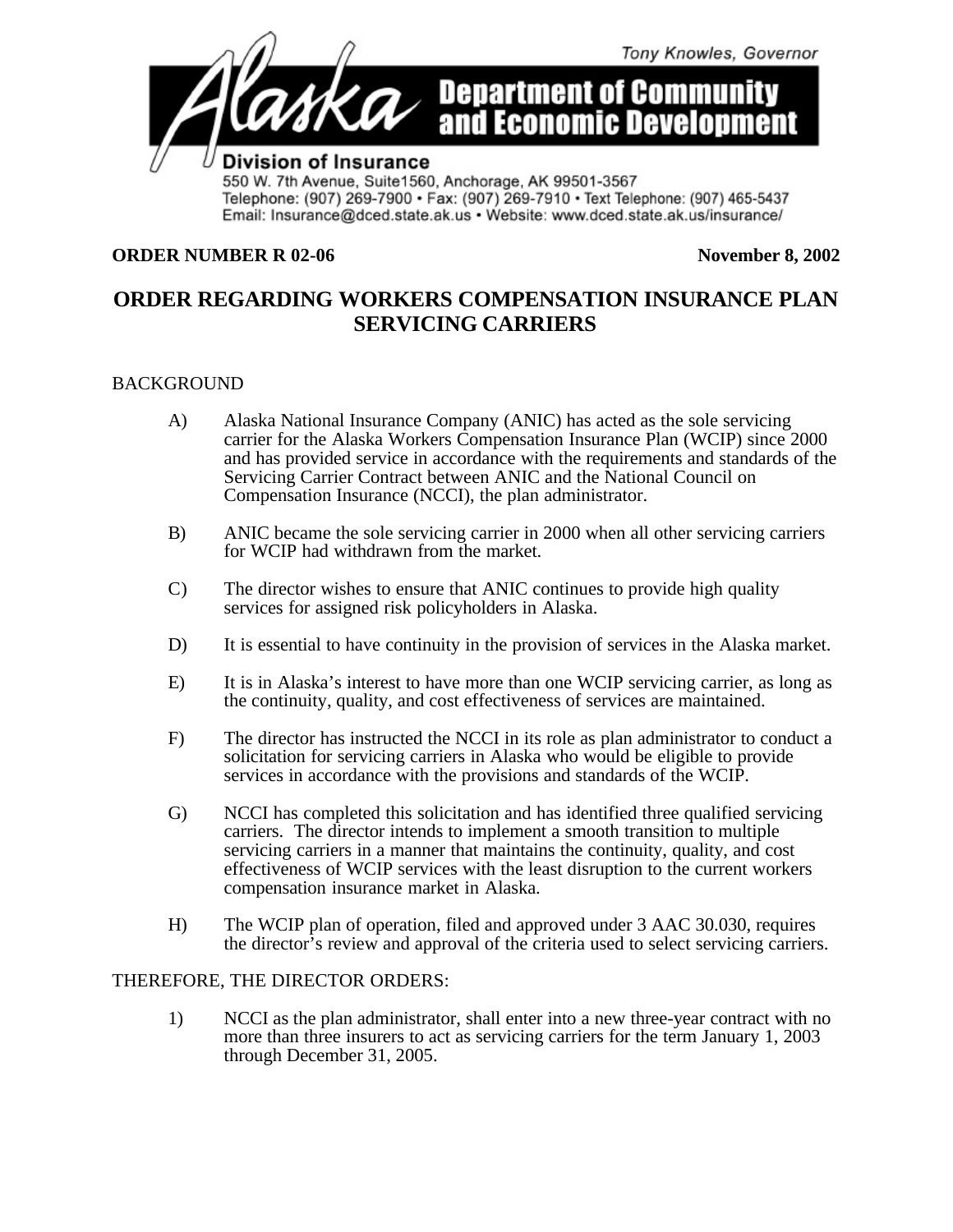Tony Knowles, Governor

**Alaska Department of Community and Economic Development**

**Division of Insurance**

550 W. 7th Avenue, Suite1560, Anchorage, AK 99501-3567
Telephone: (907) 269-7900 • Fax: (907) 269-7910 • Text Telephone: (907) 465-5437
Email: Insurance@dced.state.ak.us • Website: www.dced.state.ak.us/insurance/

**ORDER NUMBER R 02-06** **November 8, 2002**

# ORDER REGARDING WORKERS COMPENSATION INSURANCE PLAN SERVICING CARRIERS

BACKGROUND

A) Alaska National Insurance Company (ANIC) has acted as the sole servicing carrier for the Alaska Workers Compensation Insurance Plan (WCIP) since 2000 and has provided service in accordance with the requirements and standards of the Servicing Carrier Contract between ANIC and the National Council on Compensation Insurance (NCCI), the plan administrator.

B) ANIC became the sole servicing carrier in 2000 when all other servicing carriers for WCIP had withdrawn from the market.

C) The director wishes to ensure that ANIC continues to provide high quality services for assigned risk policyholders in Alaska.

D) It is essential to have continuity in the provision of services in the Alaska market.

E) It is in Alaska's interest to have more than one WCIP servicing carrier, as long as the continuity, quality, and cost effectiveness of services are maintained.

F) The director has instructed the NCCI in its role as plan administrator to conduct a solicitation for servicing carriers in Alaska who would be eligible to provide services in accordance with the provisions and standards of the WCIP.

G) NCCI has completed this solicitation and has identified three qualified servicing carriers. The director intends to implement a smooth transition to multiple servicing carriers in a manner that maintains the continuity, quality, and cost effectiveness of WCIP services with the least disruption to the current workers compensation insurance market in Alaska.

H) The WCIP plan of operation, filed and approved under 3 AAC 30.030, requires the director's review and approval of the criteria used to select servicing carriers.

THEREFORE, THE DIRECTOR ORDERS:

1) NCCI as the plan administrator, shall enter into a new three-year contract with no more than three insurers to act as servicing carriers for the term January 1, 2003 through December 31, 2005.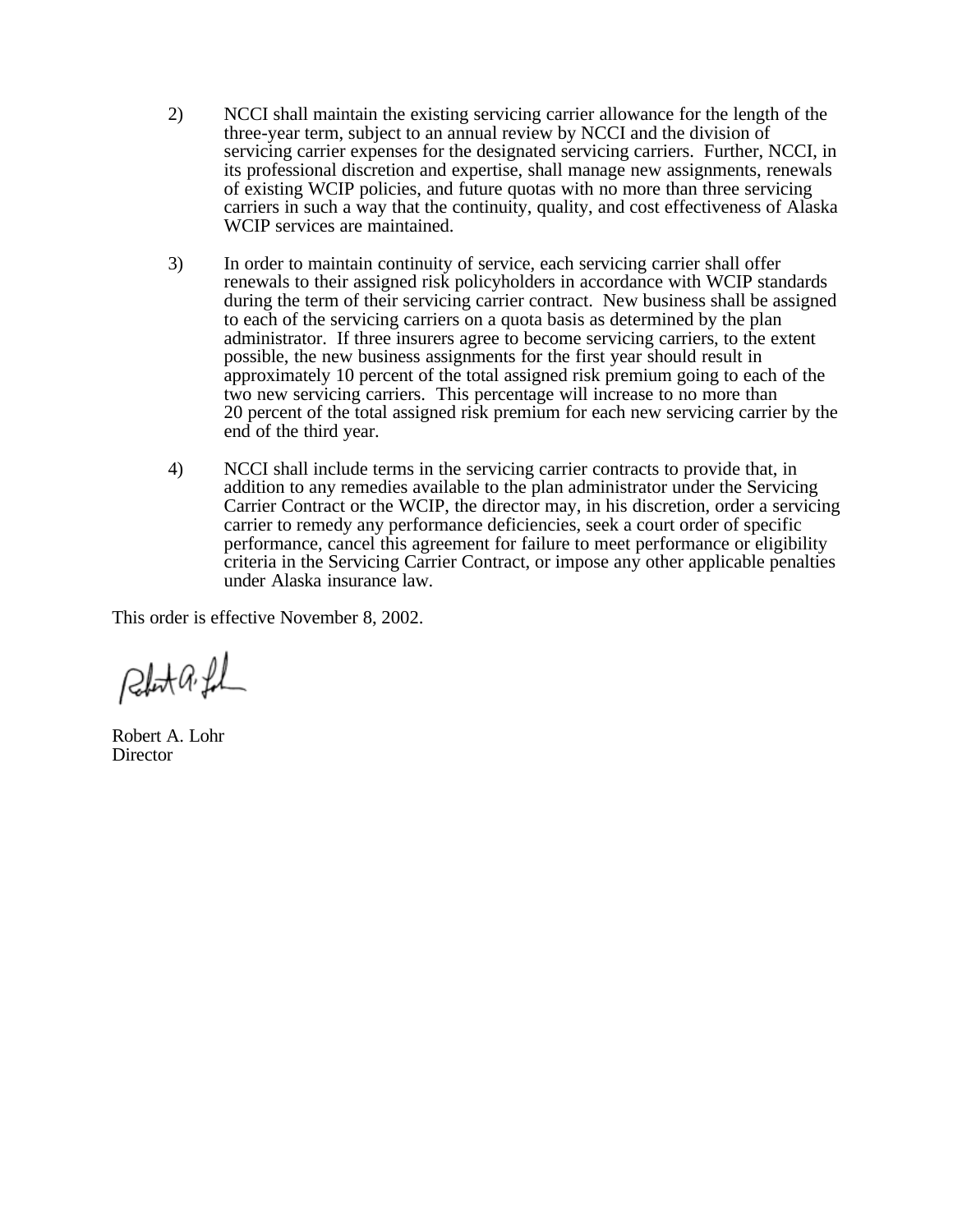2) NCCI shall maintain the existing servicing carrier allowance for the length of the three-year term, subject to an annual review by NCCI and the division of servicing carrier expenses for the designated servicing carriers. Further, NCCI, in its professional discretion and expertise, shall manage new assignments, renewals of existing WCIP policies, and future quotas with no more than three servicing carriers in such a way that the continuity, quality, and cost effectiveness of Alaska WCIP services are maintained.

3) In order to maintain continuity of service, each servicing carrier shall offer renewals to their assigned risk policyholders in accordance with WCIP standards during the term of their servicing carrier contract. New business shall be assigned to each of the servicing carriers on a quota basis as determined by the plan administrator. If three insurers agree to become servicing carriers, to the extent possible, the new business assignments for the first year should result in approximately 10 percent of the total assigned risk premium going to each of the two new servicing carriers. This percentage will increase to no more than 20 percent of the total assigned risk premium for each new servicing carrier by the end of the third year.

4) NCCI shall include terms in the servicing carrier contracts to provide that, in addition to any remedies available to the plan administrator under the Servicing Carrier Contract or the WCIP, the director may, in his discretion, order a servicing carrier to remedy any performance deficiencies, seek a court order of specific performance, cancel this agreement for failure to meet performance or eligibility criteria in the Servicing Carrier Contract, or impose any other applicable penalties under Alaska insurance law.

This order is effective November 8, 2002.

Robert A. Lohr
Director